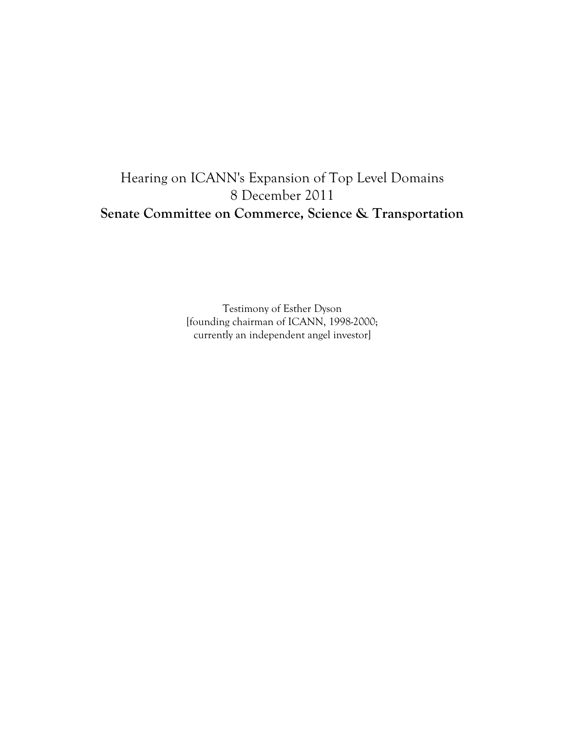# Hearing on ICANN's Expansion of Top Level Domains
# 8 December 2011
# **Senate Committee on Commerce, Science & Transportation**

Testimony of Esther Dyson
[founding chairman of ICANN, 1998-2000;
currently an independent angel investor]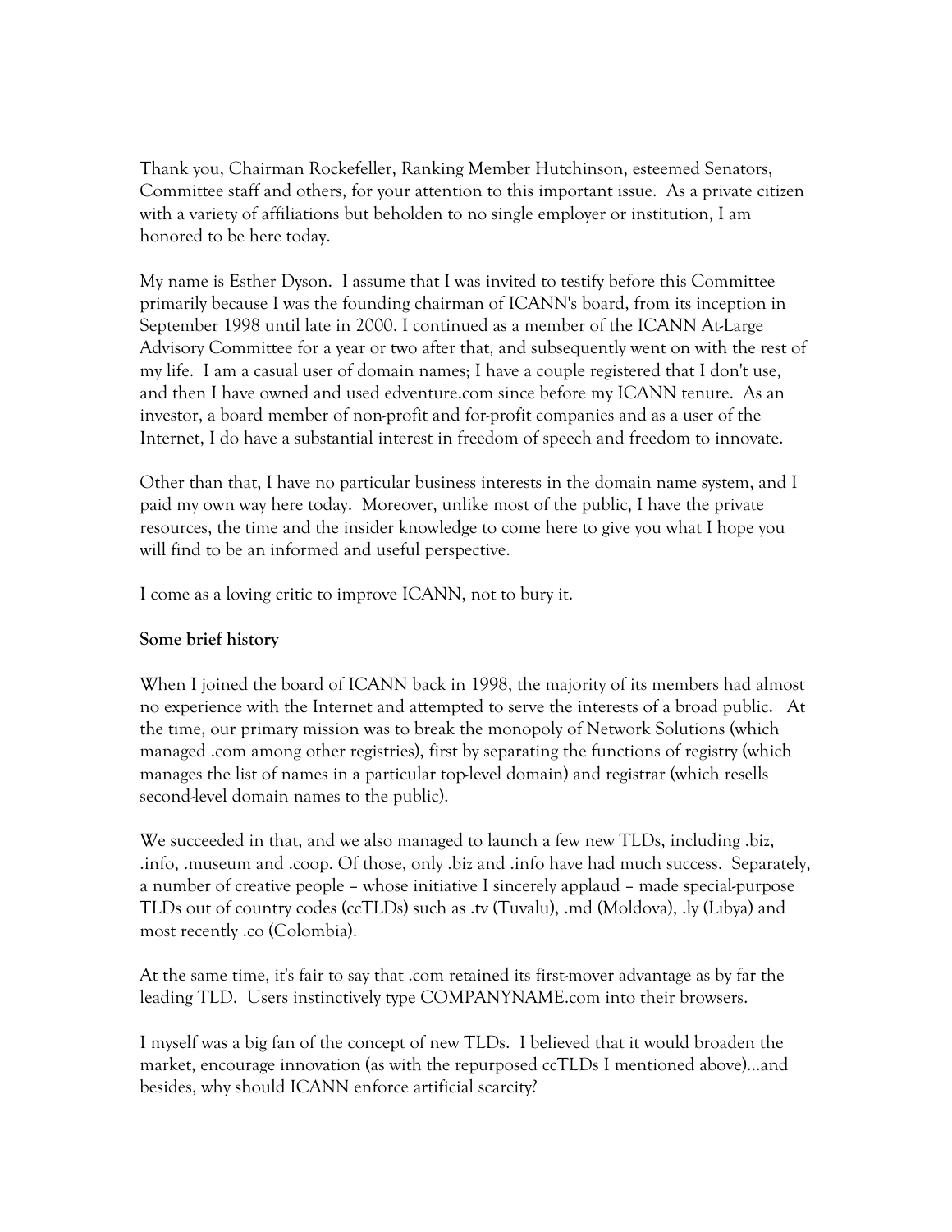Thank you, Chairman Rockefeller, Ranking Member Hutchinson, esteemed Senators, Committee staff and others, for your attention to this important issue. As a private citizen with a variety of affiliations but beholden to no single employer or institution, I am honored to be here today.

My name is Esther Dyson. I assume that I was invited to testify before this Committee primarily because I was the founding chairman of ICANN's board, from its inception in September 1998 until late in 2000. I continued as a member of the ICANN At-Large Advisory Committee for a year or two after that, and subsequently went on with the rest of my life. I am a casual user of domain names; I have a couple registered that I don't use, and then I have owned and used edventure.com since before my ICANN tenure. As an investor, a board member of non-profit and for-profit companies and as a user of the Internet, I do have a substantial interest in freedom of speech and freedom to innovate.

Other than that, I have no particular business interests in the domain name system, and I paid my own way here today. Moreover, unlike most of the public, I have the private resources, the time and the insider knowledge to come here to give you what I hope you will find to be an informed and useful perspective.

I come as a loving critic to improve ICANN, not to bury it.

**Some brief history**

When I joined the board of ICANN back in 1998, the majority of its members had almost no experience with the Internet and attempted to serve the interests of a broad public. At the time, our primary mission was to break the monopoly of Network Solutions (which managed .com among other registries), first by separating the functions of registry (which manages the list of names in a particular top-level domain) and registrar (which resells second-level domain names to the public).

We succeeded in that, and we also managed to launch a few new TLDs, including .biz, .info, .museum and .coop. Of those, only .biz and .info have had much success. Separately, a number of creative people – whose initiative I sincerely applaud – made special-purpose TLDs out of country codes (ccTLDs) such as .tv (Tuvalu), .md (Moldova), .ly (Libya) and most recently .co (Colombia).

At the same time, it's fair to say that .com retained its first-mover advantage as by far the leading TLD. Users instinctively type COMPANYNAME.com into their browsers.

I myself was a big fan of the concept of new TLDs. I believed that it would broaden the market, encourage innovation (as with the repurposed ccTLDs I mentioned above)...and besides, why should ICANN enforce artificial scarcity?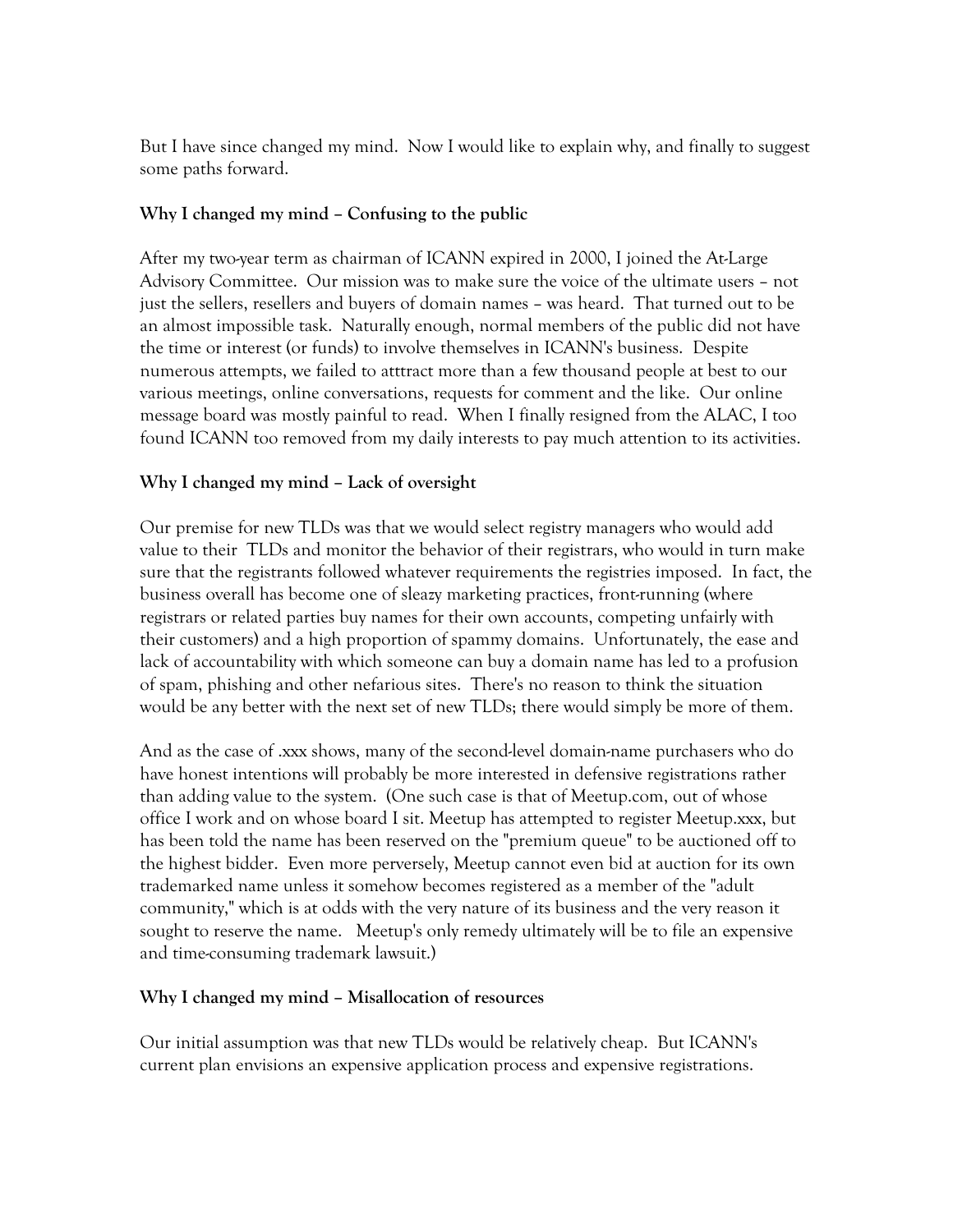But I have since changed my mind. Now I would like to explain why, and finally to suggest some paths forward.

**Why I changed my mind – Confusing to the public**

After my two-year term as chairman of ICANN expired in 2000, I joined the At-Large Advisory Committee. Our mission was to make sure the voice of the ultimate users – not just the sellers, resellers and buyers of domain names – was heard. That turned out to be an almost impossible task. Naturally enough, normal members of the public did not have the time or interest (or funds) to involve themselves in ICANN's business. Despite numerous attempts, we failed to atttract more than a few thousand people at best to our various meetings, online conversations, requests for comment and the like. Our online message board was mostly painful to read. When I finally resigned from the ALAC, I too found ICANN too removed from my daily interests to pay much attention to its activities.

**Why I changed my mind – Lack of oversight**

Our premise for new TLDs was that we would select registry managers who would add value to their TLDs and monitor the behavior of their registrars, who would in turn make sure that the registrants followed whatever requirements the registries imposed. In fact, the business overall has become one of sleazy marketing practices, front-running (where registrars or related parties buy names for their own accounts, competing unfairly with their customers) and a high proportion of spammy domains. Unfortunately, the ease and lack of accountability with which someone can buy a domain name has led to a profusion of spam, phishing and other nefarious sites. There's no reason to think the situation would be any better with the next set of new TLDs; there would simply be more of them.

And as the case of .xxx shows, many of the second-level domain-name purchasers who do have honest intentions will probably be more interested in defensive registrations rather than adding value to the system. (One such case is that of Meetup.com, out of whose office I work and on whose board I sit. Meetup has attempted to register Meetup.xxx, but has been told the name has been reserved on the "premium queue" to be auctioned off to the highest bidder. Even more perversely, Meetup cannot even bid at auction for its own trademarked name unless it somehow becomes registered as a member of the "adult community," which is at odds with the very nature of its business and the very reason it sought to reserve the name. Meetup's only remedy ultimately will be to file an expensive and time-consuming trademark lawsuit.)

**Why I changed my mind – Misallocation of resources**

Our initial assumption was that new TLDs would be relatively cheap. But ICANN's current plan envisions an expensive application process and expensive registrations.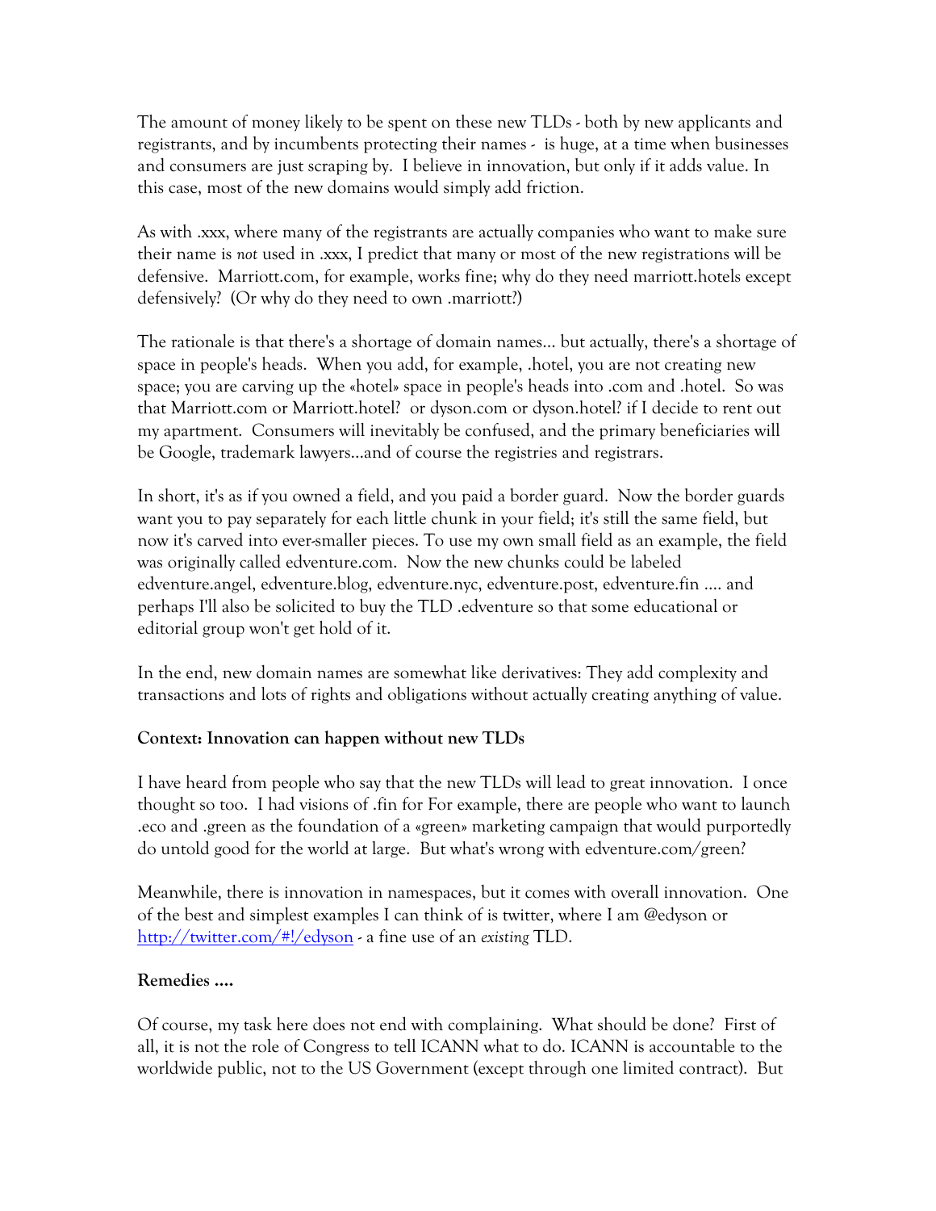The amount of money likely to be spent on these new TLDs - both by new applicants and registrants, and by incumbents protecting their names - is huge, at a time when businesses and consumers are just scraping by. I believe in innovation, but only if it adds value. In this case, most of the new domains would simply add friction.

As with .xxx, where many of the registrants are actually companies who want to make sure their name is *not* used in .xxx, I predict that many or most of the new registrations will be defensive. Marriott.com, for example, works fine; why do they need marriott.hotels except defensively? (Or why do they need to own .marriott?)

The rationale is that there's a shortage of domain names... but actually, there's a shortage of space in people's heads. When you add, for example, .hotel, you are not creating new space; you are carving up the «hotel» space in people's heads into .com and .hotel. So was that Marriott.com or Marriott.hotel? or dyson.com or dyson.hotel? if I decide to rent out my apartment. Consumers will inevitably be confused, and the primary beneficiaries will be Google, trademark lawyers...and of course the registries and registrars.

In short, it's as if you owned a field, and you paid a border guard. Now the border guards want you to pay separately for each little chunk in your field; it's still the same field, but now it's carved into ever-smaller pieces. To use my own small field as an example, the field was originally called edventure.com. Now the new chunks could be labeled edventure.angel, edventure.blog, edventure.nyc, edventure.post, edventure.fin .... and perhaps I'll also be solicited to buy the TLD .edventure so that some educational or editorial group won't get hold of it.

In the end, new domain names are somewhat like derivatives: They add complexity and transactions and lots of rights and obligations without actually creating anything of value.

**Context: Innovation can happen without new TLDs**

I have heard from people who say that the new TLDs will lead to great innovation. I once thought so too. I had visions of .fin for For example, there are people who want to launch .eco and .green as the foundation of a «green» marketing campaign that would purportedly do untold good for the world at large. But what's wrong with edventure.com/green?

Meanwhile, there is innovation in namespaces, but it comes with overall innovation. One of the best and simplest examples I can think of is twitter, where I am @edyson or [http://twitter.com/#!/edyson](http://twitter.com/#!/edyson) - a fine use of an *existing* TLD.

**Remedies ....**

Of course, my task here does not end with complaining. What should be done? First of all, it is not the role of Congress to tell ICANN what to do. ICANN is accountable to the worldwide public, not to the US Government (except through one limited contract). But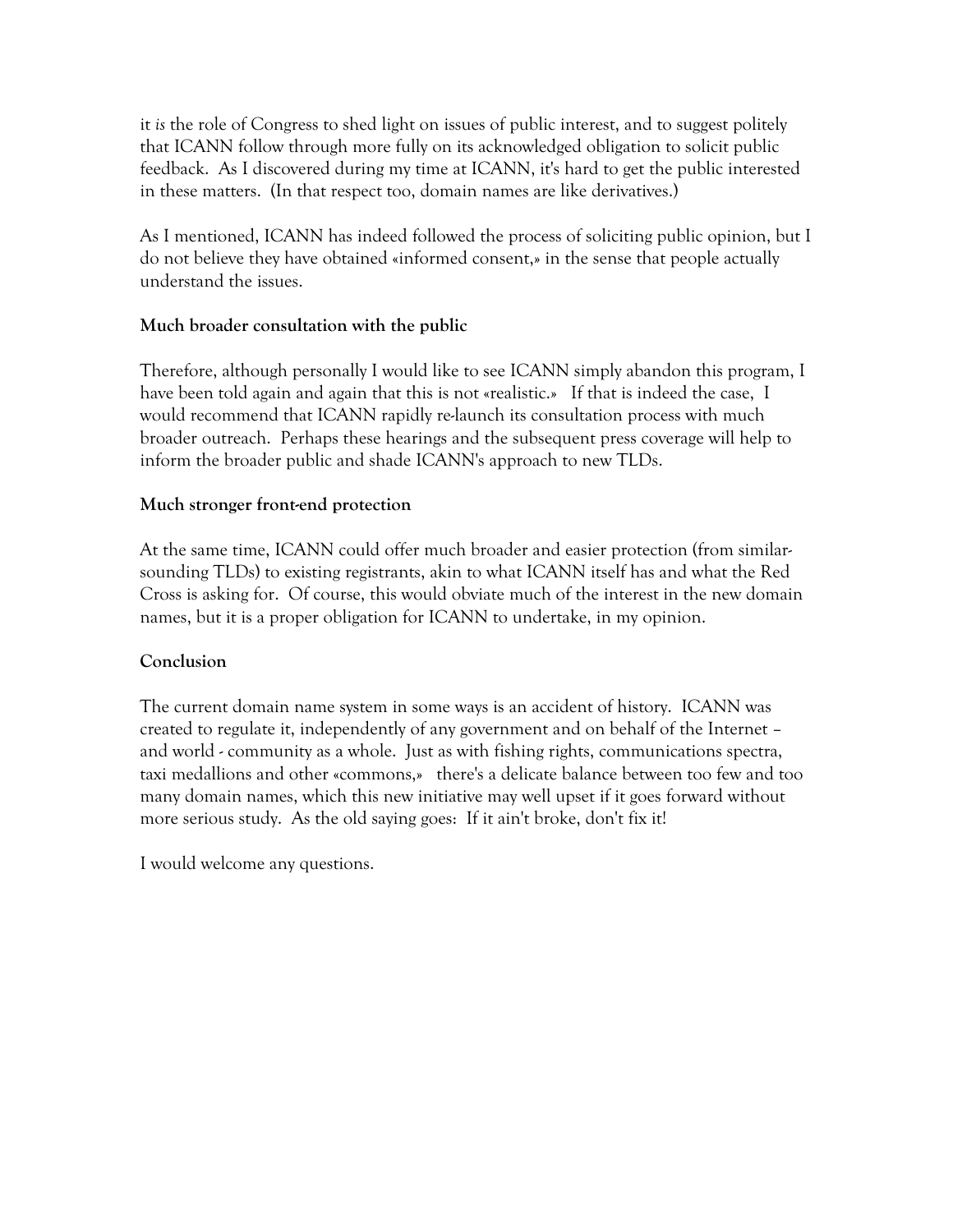it *is* the role of Congress to shed light on issues of public interest, and to suggest politely that ICANN follow through more fully on its acknowledged obligation to solicit public feedback. As I discovered during my time at ICANN, it's hard to get the public interested in these matters. (In that respect too, domain names are like derivatives.)

As I mentioned, ICANN has indeed followed the process of soliciting public opinion, but I do not believe they have obtained «informed consent,» in the sense that people actually understand the issues.

**Much broader consultation with the public**

Therefore, although personally I would like to see ICANN simply abandon this program, I have been told again and again that this is not «realistic.» If that is indeed the case, I would recommend that ICANN rapidly re-launch its consultation process with much broader outreach. Perhaps these hearings and the subsequent press coverage will help to inform the broader public and shade ICANN's approach to new TLDs.

**Much stronger front-end protection**

At the same time, ICANN could offer much broader and easier protection (from similar-sounding TLDs) to existing registrants, akin to what ICANN itself has and what the Red Cross is asking for. Of course, this would obviate much of the interest in the new domain names, but it is a proper obligation for ICANN to undertake, in my opinion.

**Conclusion**

The current domain name system in some ways is an accident of history. ICANN was created to regulate it, independently of any government and on behalf of the Internet – and world - community as a whole. Just as with fishing rights, communications spectra, taxi medallions and other «commons,» there's a delicate balance between too few and too many domain names, which this new initiative may well upset if it goes forward without more serious study. As the old saying goes: If it ain't broke, don't fix it!

I would welcome any questions.